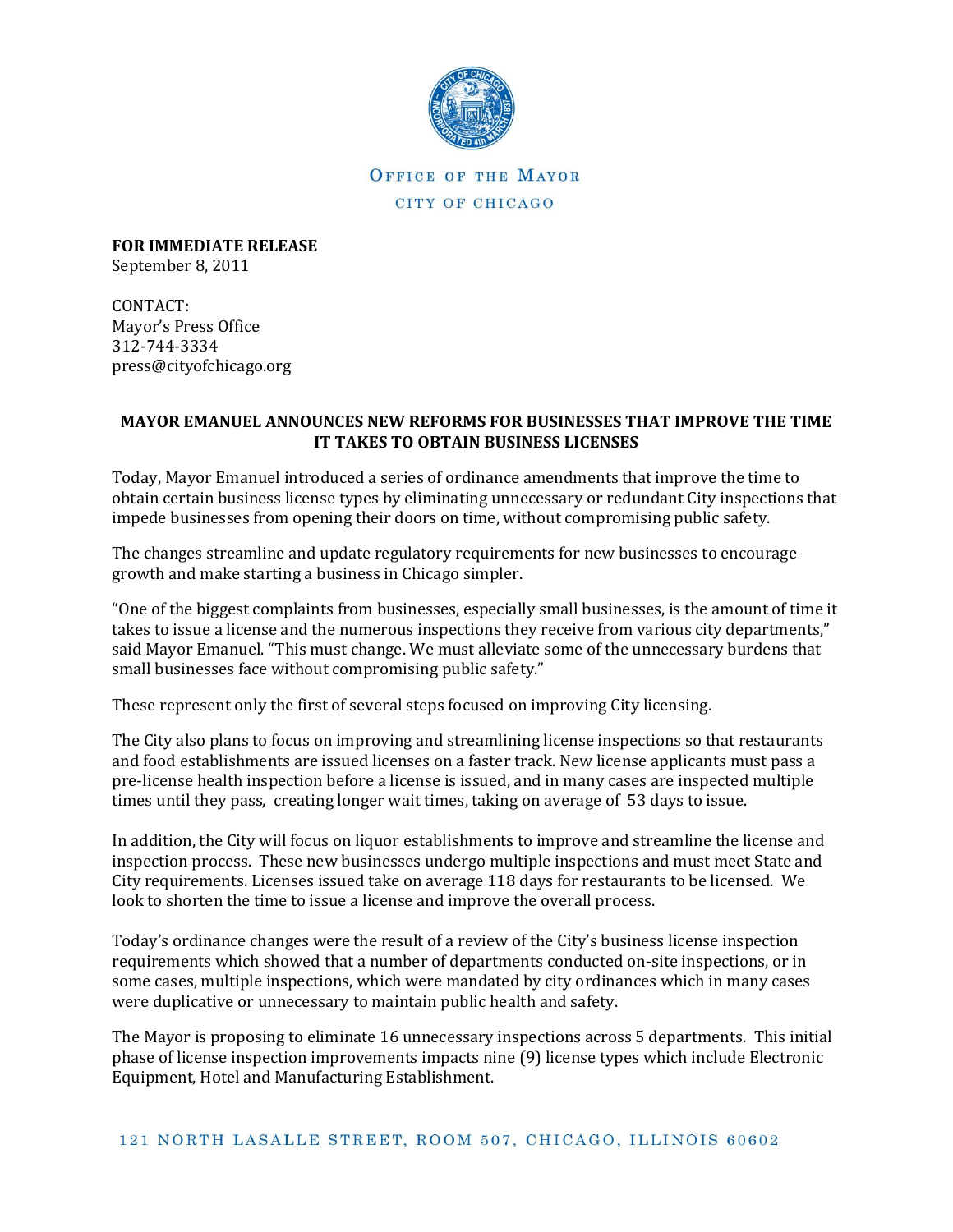OFFICE OF THE MAYOR

CITY OF CHICAGO

**FOR IMMEDIATE RELEASE**
September 8, 2011

CONTACT:
Mayor's Press Office
312-744-3334
press@cityofchicago.org

**MAYOR EMANUEL ANNOUNCES NEW REFORMS FOR BUSINESSES THAT IMPROVE THE TIME IT TAKES TO OBTAIN BUSINESS LICENSES**

Today, Mayor Emanuel introduced a series of ordinance amendments that improve the time to obtain certain business license types by eliminating unnecessary or redundant City inspections that impede businesses from opening their doors on time, without compromising public safety.

The changes streamline and update regulatory requirements for new businesses to encourage growth and make starting a business in Chicago simpler.

"One of the biggest complaints from businesses, especially small businesses, is the amount of time it takes to issue a license and the numerous inspections they receive from various city departments," said Mayor Emanuel. "This must change. We must alleviate some of the unnecessary burdens that small businesses face without compromising public safety."

These represent only the first of several steps focused on improving City licensing.

The City also plans to focus on improving and streamlining license inspections so that restaurants and food establishments are issued licenses on a faster track. New license applicants must pass a pre-license health inspection before a license is issued, and in many cases are inspected multiple times until they pass, creating longer wait times, taking on average of 53 days to issue.

In addition, the City will focus on liquor establishments to improve and streamline the license and inspection process. These new businesses undergo multiple inspections and must meet State and City requirements. Licenses issued take on average 118 days for restaurants to be licensed. We look to shorten the time to issue a license and improve the overall process.

Today's ordinance changes were the result of a review of the City's business license inspection requirements which showed that a number of departments conducted on-site inspections, or in some cases, multiple inspections, which were mandated by city ordinances which in many cases were duplicative or unnecessary to maintain public health and safety.

The Mayor is proposing to eliminate 16 unnecessary inspections across 5 departments. This initial phase of license inspection improvements impacts nine (9) license types which include Electronic Equipment, Hotel and Manufacturing Establishment.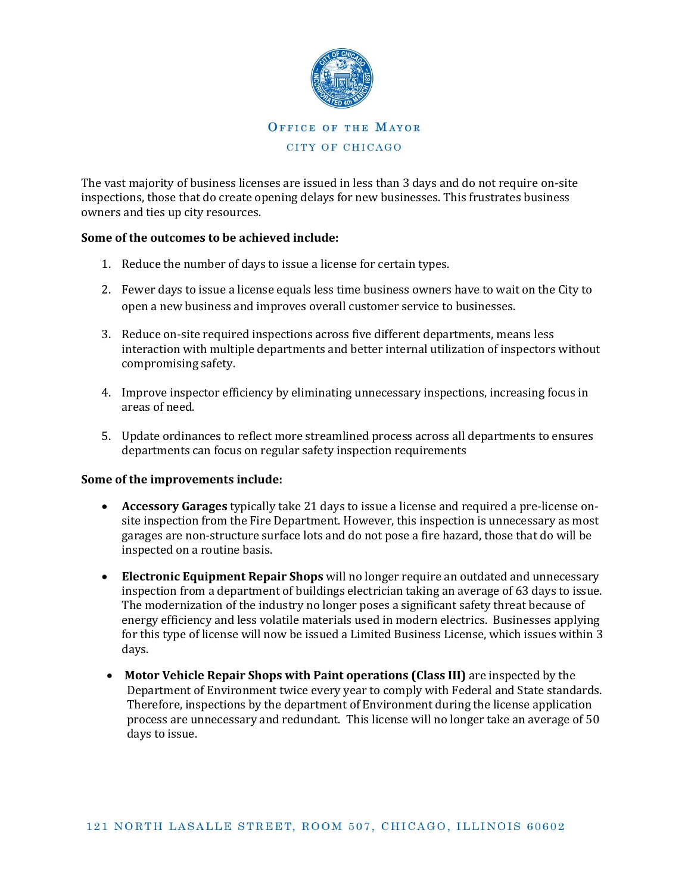The vast majority of business licenses are issued in less than 3 days and do not require on-site inspections, those that do create opening delays for new businesses. This frustrates business owners and ties up city resources.

**Some of the outcomes to be achieved include:**

1. Reduce the number of days to issue a license for certain types.
2. Fewer days to issue a license equals less time business owners have to wait on the City to open a new business and improves overall customer service to businesses.
3. Reduce on-site required inspections across five different departments, means less interaction with multiple departments and better internal utilization of inspectors without compromising safety.
4. Improve inspector efficiency by eliminating unnecessary inspections, increasing focus in areas of need.
5. Update ordinances to reflect more streamlined process across all departments to ensures departments can focus on regular safety inspection requirements

**Some of the improvements include:**

- **Accessory Garages** typically take 21 days to issue a license and required a pre-license on-site inspection from the Fire Department. However, this inspection is unnecessary as most garages are non-structure surface lots and do not pose a fire hazard, those that do will be inspected on a routine basis.
- **Electronic Equipment Repair Shops** will no longer require an outdated and unnecessary inspection from a department of buildings electrician taking an average of 63 days to issue. The modernization of the industry no longer poses a significant safety threat because of energy efficiency and less volatile materials used in modern electrics. Businesses applying for this type of license will now be issued a Limited Business License, which issues within 3 days.
- **Motor Vehicle Repair Shops with Paint operations (Class III)** are inspected by the Department of Environment twice every year to comply with Federal and State standards. Therefore, inspections by the department of Environment during the license application process are unnecessary and redundant. This license will no longer take an average of 50 days to issue.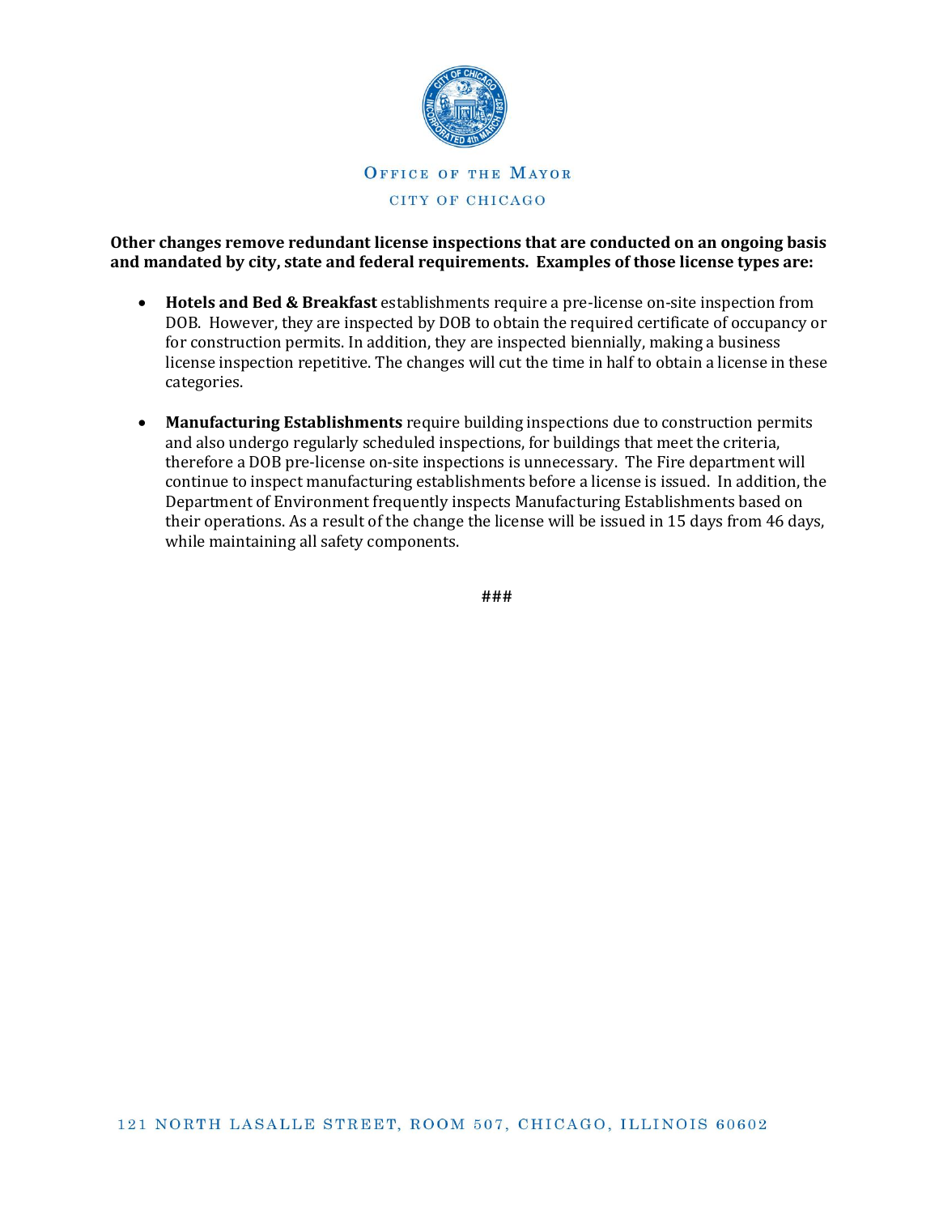**Other changes remove redundant license inspections that are conducted on an ongoing basis and mandated by city, state and federal requirements. Examples of those license types are:**

- **Hotels and Bed & Breakfast** establishments require a pre-license on-site inspection from DOB. However, they are inspected by DOB to obtain the required certificate of occupancy or for construction permits. In addition, they are inspected biennially, making a business license inspection repetitive. The changes will cut the time in half to obtain a license in these categories.

- **Manufacturing Establishments** require building inspections due to construction permits and also undergo regularly scheduled inspections, for buildings that meet the criteria, therefore a DOB pre-license on-site inspections is unnecessary. The Fire department will continue to inspect manufacturing establishments before a license is issued. In addition, the Department of Environment frequently inspects Manufacturing Establishments based on their operations. As a result of the change the license will be issued in 15 days from 46 days, while maintaining all safety components.

###